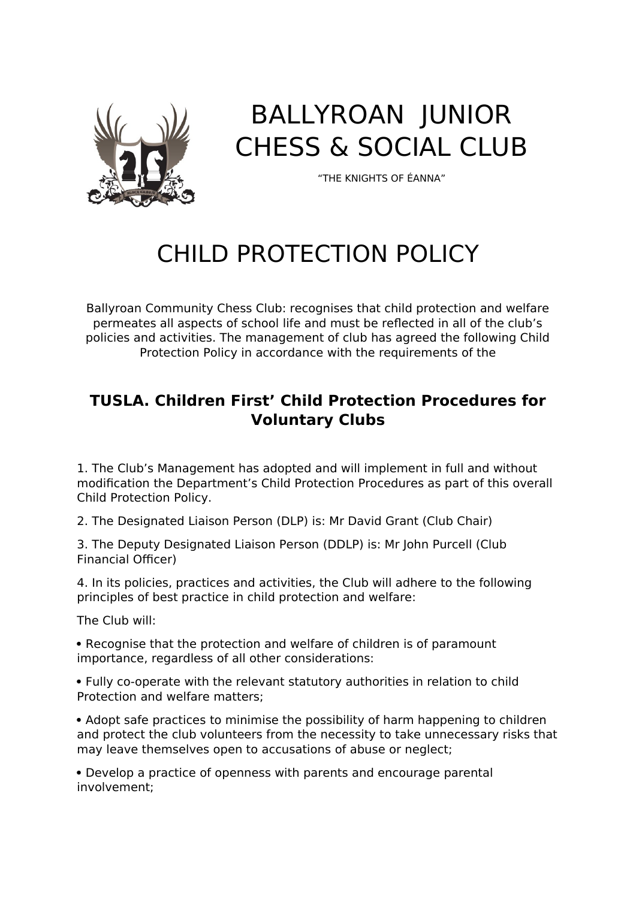# BALLYROAN JUNIOR CHESS & SOCIAL CLUB

"THE KNIGHTS OF ÉANNA"

# CHILD PROTECTION POLICY

Ballyroan Community Chess Club: recognises that child protection and welfare permeates all aspects of school life and must be reflected in all of the club's policies and activities. The management of club has agreed the following Child Protection Policy in accordance with the requirements of the

## TUSLA. Children First' Child Protection Procedures for Voluntary Clubs

1. The Club's Management has adopted and will implement in full and without modification the Department's Child Protection Procedures as part of this overall Child Protection Policy.

2. The Designated Liaison Person (DLP) is: Mr David Grant (Club Chair)

3. The Deputy Designated Liaison Person (DDLP) is: Mr John Purcell (Club Financial Officer)

4. In its policies, practices and activities, the Club will adhere to the following principles of best practice in child protection and welfare:

The Club will:

- Recognise that the protection and welfare of children is of paramount importance, regardless of all other considerations:
- Fully co-operate with the relevant statutory authorities in relation to child Protection and welfare matters;
- Adopt safe practices to minimise the possibility of harm happening to children and protect the club volunteers from the necessity to take unnecessary risks that may leave themselves open to accusations of abuse or neglect;
- Develop a practice of openness with parents and encourage parental involvement;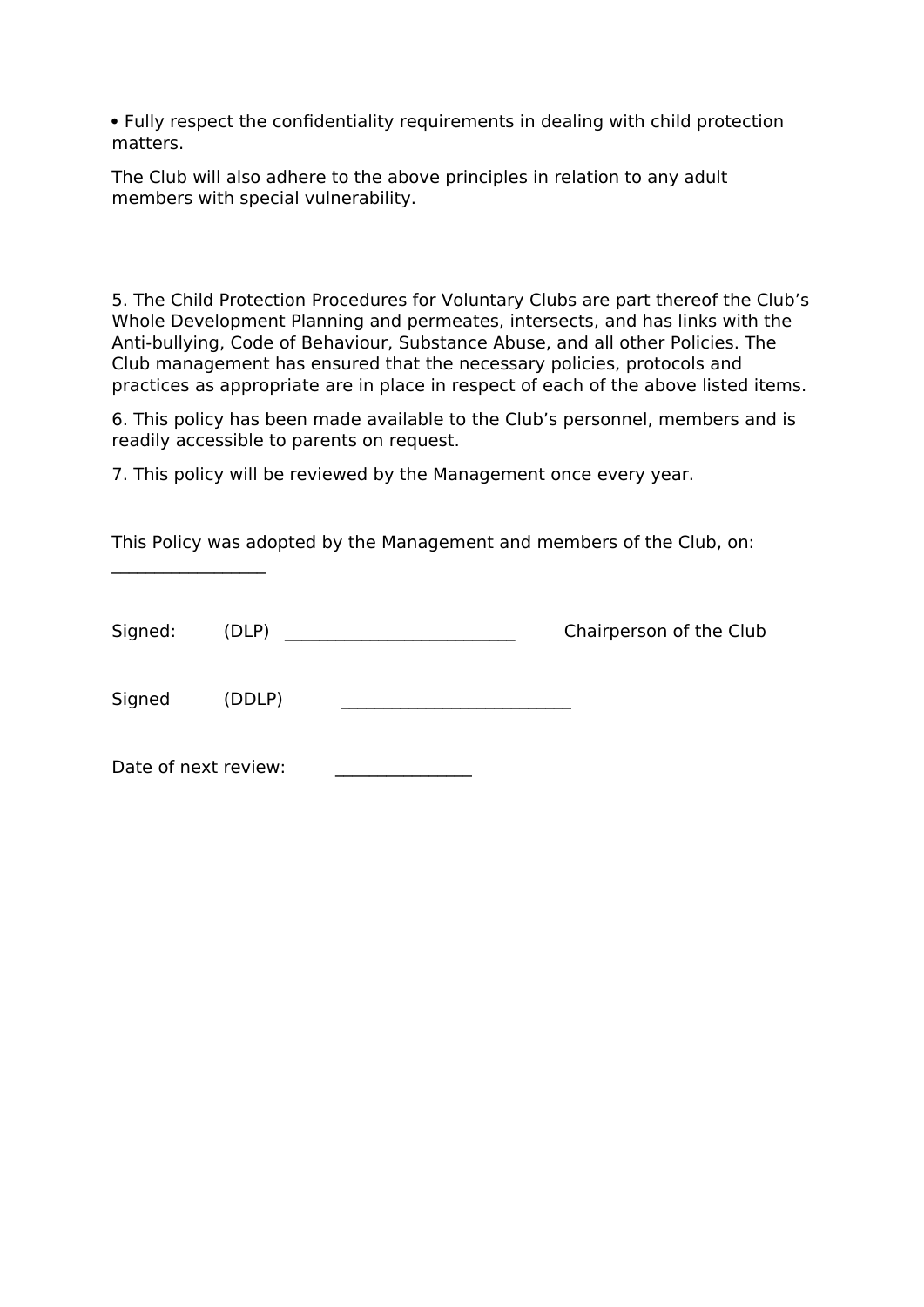- Fully respect the confidentiality requirements in dealing with child protection matters.

The Club will also adhere to the above principles in relation to any adult members with special vulnerability.

5. The Child Protection Procedures for Voluntary Clubs are part thereof the Club's Whole Development Planning and permeates, intersects, and has links with the Anti-bullying, Code of Behaviour, Substance Abuse, and all other Policies. The Club management has ensured that the necessary policies, protocols and practices as appropriate are in place in respect of each of the above listed items.

6. This policy has been made available to the Club's personnel, members and is readily accessible to parents on request.

7. This policy will be reviewed by the Management once every year.

This Policy was adopted by the Management and members of the Club, on: _________________

Signed: (DLP) __________________________ Chairperson of the Club

Signed (DDLP) __________________________

Date of next review: _______________